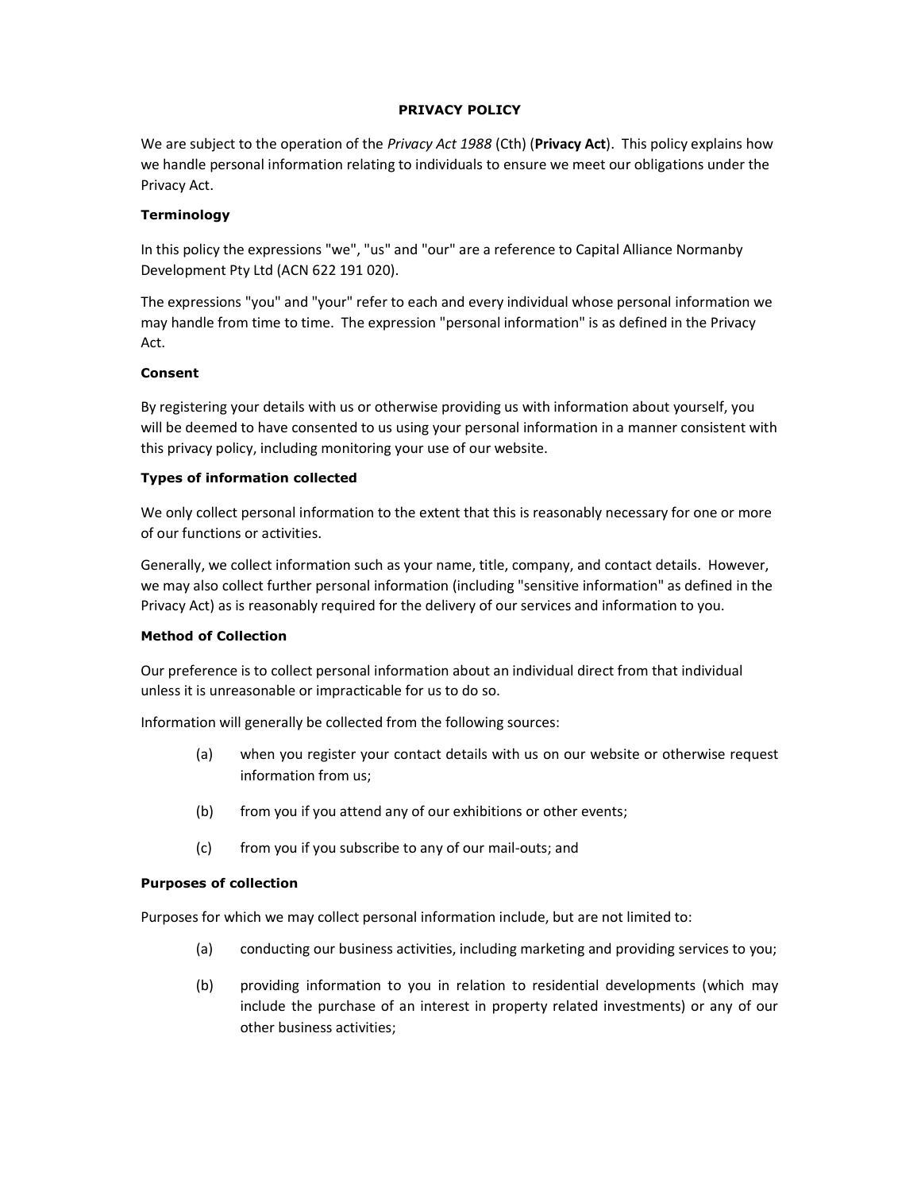# PRIVACY POLICY

We are subject to the operation of the *Privacy Act 1988* (Cth) (**Privacy Act**). This policy explains how we handle personal information relating to individuals to ensure we meet our obligations under the Privacy Act.

### Terminology

In this policy the expressions "we", "us" and "our" are a reference to Capital Alliance Normanby Development Pty Ltd (ACN 622 191 020).

The expressions "you" and "your" refer to each and every individual whose personal information we may handle from time to time. The expression "personal information" is as defined in the Privacy Act.

### Consent

By registering your details with us or otherwise providing us with information about yourself, you will be deemed to have consented to us using your personal information in a manner consistent with this privacy policy, including monitoring your use of our website.

### Types of information collected

We only collect personal information to the extent that this is reasonably necessary for one or more of our functions or activities.

Generally, we collect information such as your name, title, company, and contact details. However, we may also collect further personal information (including "sensitive information" as defined in the Privacy Act) as is reasonably required for the delivery of our services and information to you.

### Method of Collection

Our preference is to collect personal information about an individual direct from that individual unless it is unreasonable or impracticable for us to do so.

Information will generally be collected from the following sources:

(a) when you register your contact details with us on our website or otherwise request information from us;

(b) from you if you attend any of our exhibitions or other events;

(c) from you if you subscribe to any of our mail-outs; and

### Purposes of collection

Purposes for which we may collect personal information include, but are not limited to:

(a) conducting our business activities, including marketing and providing services to you;

(b) providing information to you in relation to residential developments (which may include the purchase of an interest in property related investments) or any of our other business activities;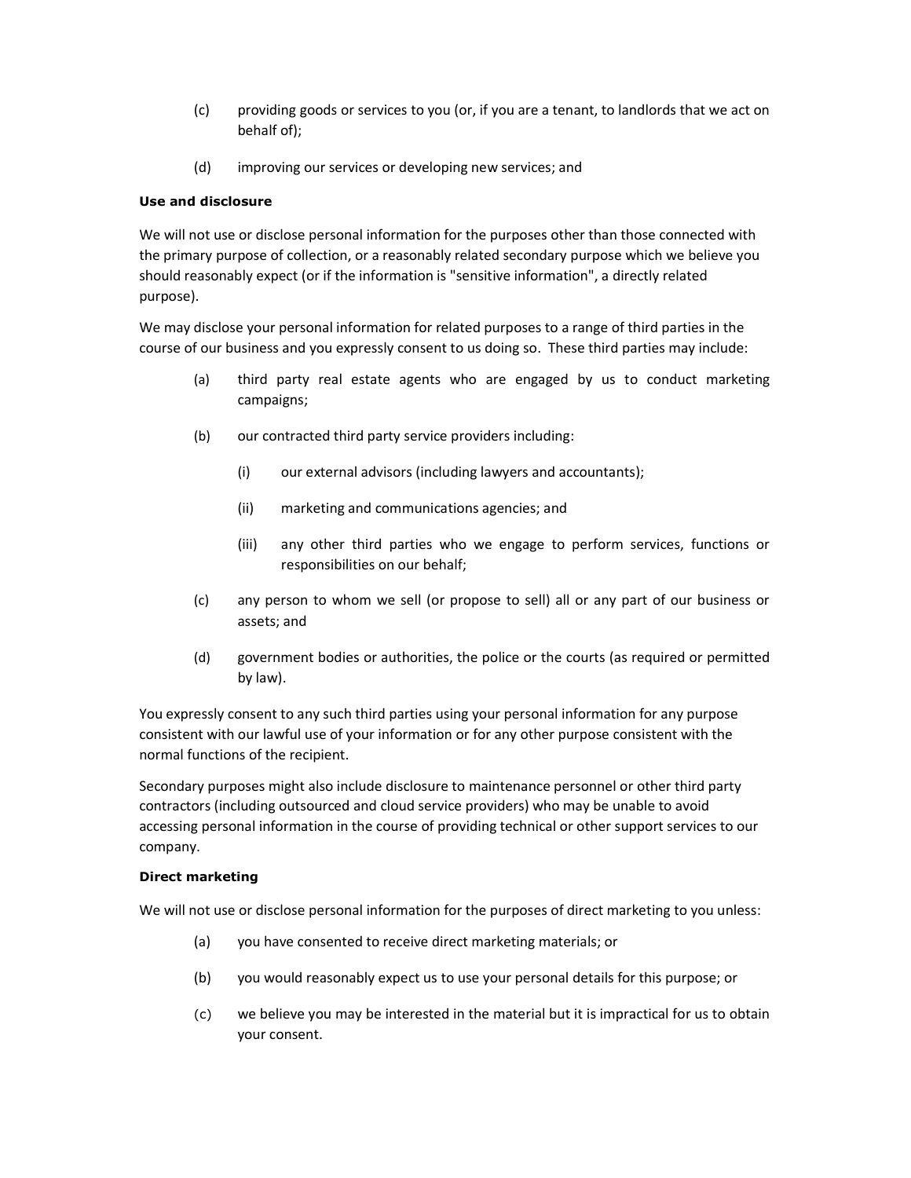(c) providing goods or services to you (or, if you are a tenant, to landlords that we act on behalf of);

(d) improving our services or developing new services; and

**Use and disclosure**

We will not use or disclose personal information for the purposes other than those connected with the primary purpose of collection, or a reasonably related secondary purpose which we believe you should reasonably expect (or if the information is "sensitive information", a directly related purpose).

We may disclose your personal information for related purposes to a range of third parties in the course of our business and you expressly consent to us doing so. These third parties may include:

(a) third party real estate agents who are engaged by us to conduct marketing campaigns;

(b) our contracted third party service providers including:

   (i) our external advisors (including lawyers and accountants);

   (ii) marketing and communications agencies; and

   (iii) any other third parties who we engage to perform services, functions or responsibilities on our behalf;

(c) any person to whom we sell (or propose to sell) all or any part of our business or assets; and

(d) government bodies or authorities, the police or the courts (as required or permitted by law).

You expressly consent to any such third parties using your personal information for any purpose consistent with our lawful use of your information or for any other purpose consistent with the normal functions of the recipient.

Secondary purposes might also include disclosure to maintenance personnel or other third party contractors (including outsourced and cloud service providers) who may be unable to avoid accessing personal information in the course of providing technical or other support services to our company.

**Direct marketing**

We will not use or disclose personal information for the purposes of direct marketing to you unless:

(a) you have consented to receive direct marketing materials; or

(b) you would reasonably expect us to use your personal details for this purpose; or

(c) we believe you may be interested in the material but it is impractical for us to obtain your consent.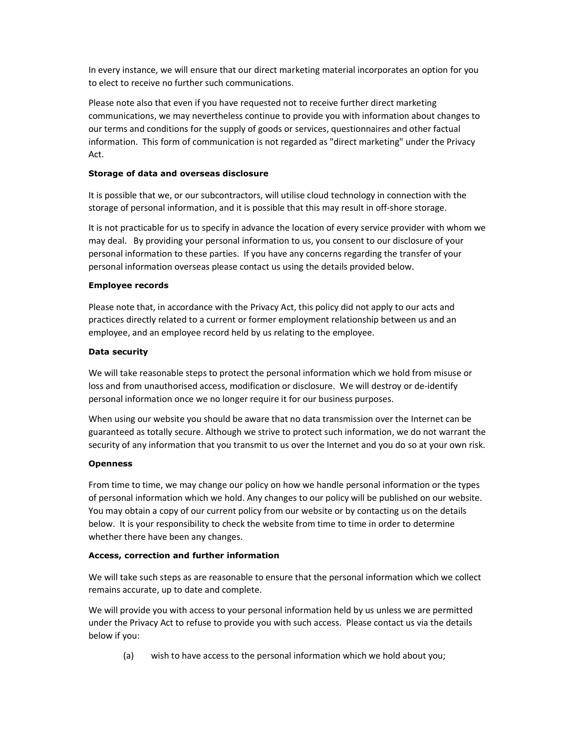In every instance, we will ensure that our direct marketing material incorporates an option for you to elect to receive no further such communications.

Please note also that even if you have requested not to receive further direct marketing communications, we may nevertheless continue to provide you with information about changes to our terms and conditions for the supply of goods or services, questionnaires and other factual information. This form of communication is not regarded as "direct marketing" under the Privacy Act.

**Storage of data and overseas disclosure**

It is possible that we, or our subcontractors, will utilise cloud technology in connection with the storage of personal information, and it is possible that this may result in off-shore storage.

It is not practicable for us to specify in advance the location of every service provider with whom we may deal. By providing your personal information to us, you consent to our disclosure of your personal information to these parties. If you have any concerns regarding the transfer of your personal information overseas please contact us using the details provided below.

**Employee records**

Please note that, in accordance with the Privacy Act, this policy did not apply to our acts and practices directly related to a current or former employment relationship between us and an employee, and an employee record held by us relating to the employee.

**Data security**

We will take reasonable steps to protect the personal information which we hold from misuse or loss and from unauthorised access, modification or disclosure. We will destroy or de-identify personal information once we no longer require it for our business purposes.

When using our website you should be aware that no data transmission over the Internet can be guaranteed as totally secure. Although we strive to protect such information, we do not warrant the security of any information that you transmit to us over the Internet and you do so at your own risk.

**Openness**

From time to time, we may change our policy on how we handle personal information or the types of personal information which we hold. Any changes to our policy will be published on our website. You may obtain a copy of our current policy from our website or by contacting us on the details below. It is your responsibility to check the website from time to time in order to determine whether there have been any changes.

**Access, correction and further information**

We will take such steps as are reasonable to ensure that the personal information which we collect remains accurate, up to date and complete.

We will provide you with access to your personal information held by us unless we are permitted under the Privacy Act to refuse to provide you with such access. Please contact us via the details below if you:

(a) wish to have access to the personal information which we hold about you;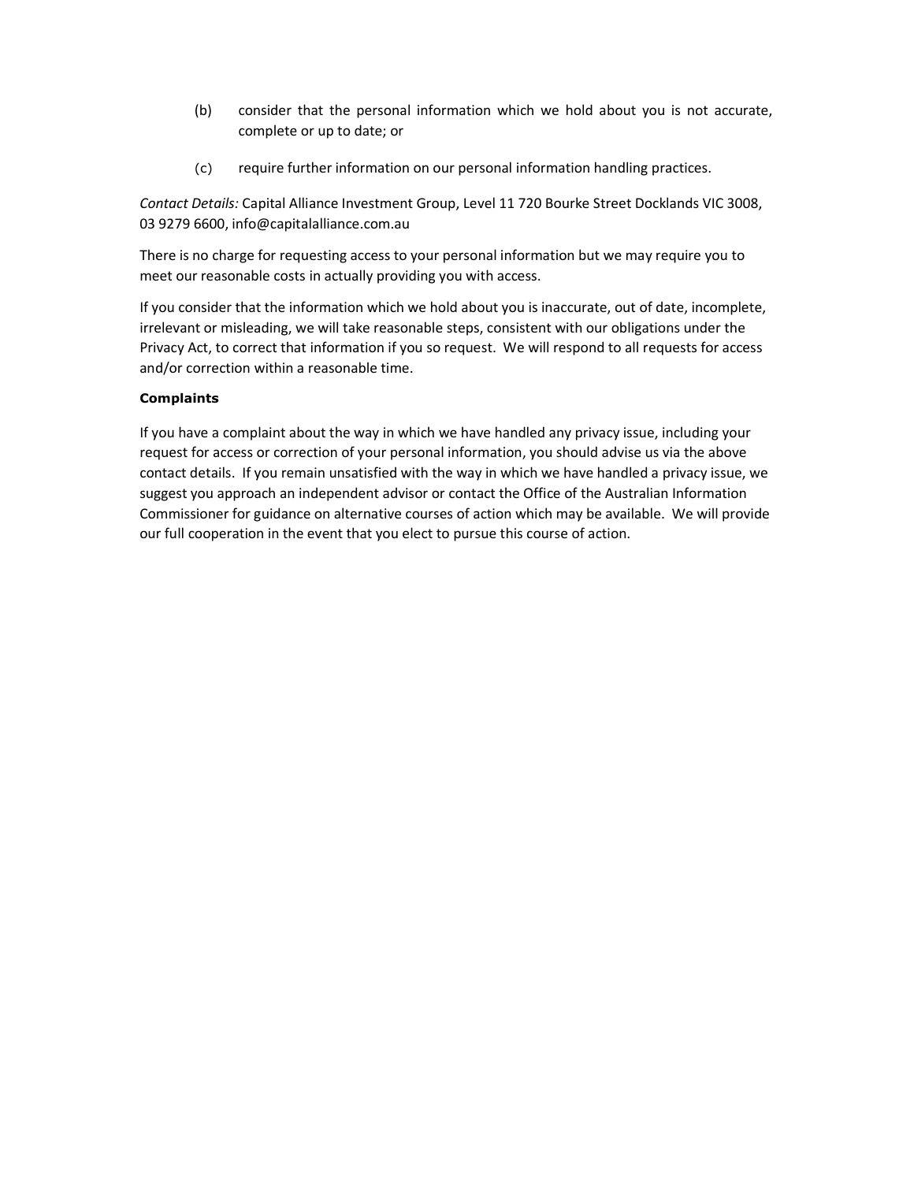(b) consider that the personal information which we hold about you is not accurate, complete or up to date; or

(c) require further information on our personal information handling practices.

*Contact Details:* Capital Alliance Investment Group, Level 11 720 Bourke Street Docklands VIC 3008, 03 9279 6600, info@capitalalliance.com.au

There is no charge for requesting access to your personal information but we may require you to meet our reasonable costs in actually providing you with access.

If you consider that the information which we hold about you is inaccurate, out of date, incomplete, irrelevant or misleading, we will take reasonable steps, consistent with our obligations under the Privacy Act, to correct that information if you so request. We will respond to all requests for access and/or correction within a reasonable time.

**Complaints**

If you have a complaint about the way in which we have handled any privacy issue, including your request for access or correction of your personal information, you should advise us via the above contact details. If you remain unsatisfied with the way in which we have handled a privacy issue, we suggest you approach an independent advisor or contact the Office of the Australian Information Commissioner for guidance on alternative courses of action which may be available. We will provide our full cooperation in the event that you elect to pursue this course of action.